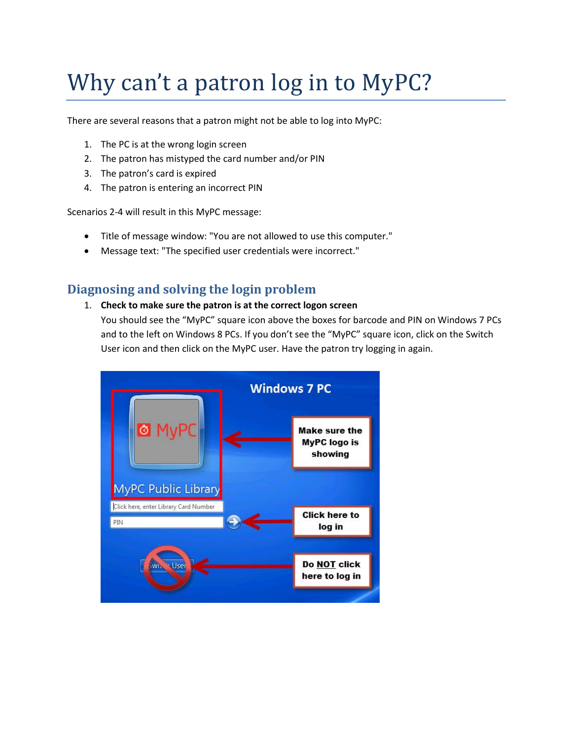# Why can't a patron log in to MyPC?

There are several reasons that a patron might not be able to log into MyPC:

1. The PC is at the wrong login screen
2. The patron has mistyped the card number and/or PIN
3. The patron's card is expired
4. The patron is entering an incorrect PIN

Scenarios 2-4 will result in this MyPC message:

- Title of message window: "You are not allowed to use this computer."
- Message text: "The specified user credentials were incorrect."

## Diagnosing and solving the login problem

1. **Check to make sure the patron is at the correct logon screen**
   You should see the "MyPC" square icon above the boxes for barcode and PIN on Windows 7 PCs and to the left on Windows 8 PCs. If you don't see the "MyPC" square icon, click on the Switch User icon and then click on the MyPC user. Have the patron try logging in again.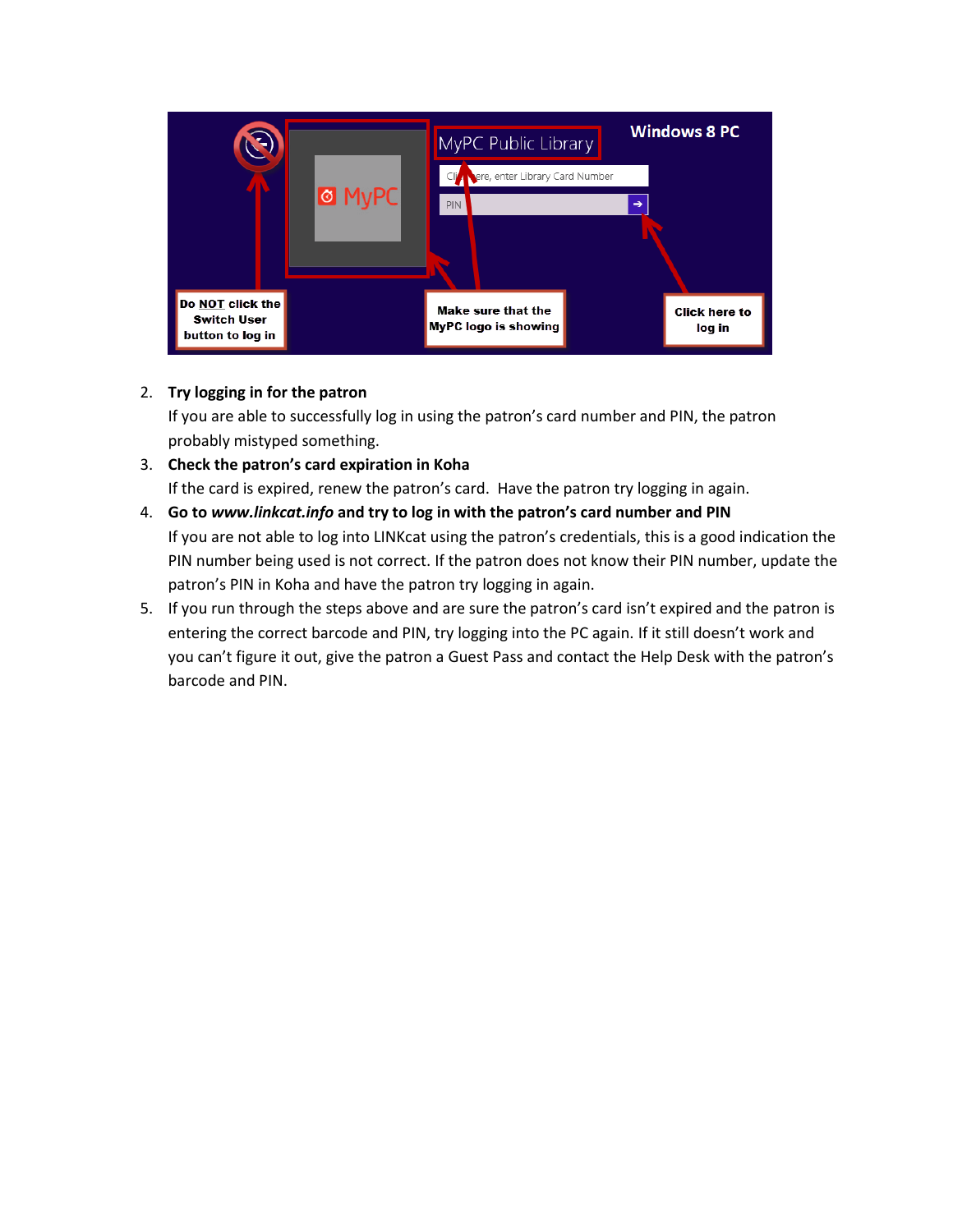2. **Try logging in for the patron**
   If you are able to successfully log in using the patron's card number and PIN, the patron probably mistyped something.
3. **Check the patron's card expiration in Koha**
   If the card is expired, renew the patron's card. Have the patron try logging in again.
4. **Go to *www.linkcat.info* and try to log in with the patron's card number and PIN**
   If you are not able to log into LINKcat using the patron's credentials, this is a good indication the PIN number being used is not correct. If the patron does not know their PIN number, update the patron's PIN in Koha and have the patron try logging in again.
5. If you run through the steps above and are sure the patron's card isn't expired and the patron is entering the correct barcode and PIN, try logging into the PC again. If it still doesn't work and you can't figure it out, give the patron a Guest Pass and contact the Help Desk with the patron's barcode and PIN.